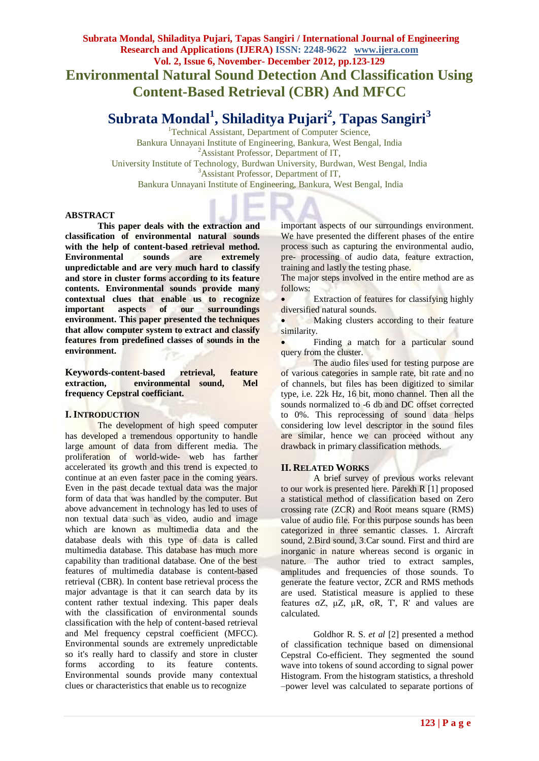# Environmental Natural Sound Detection And Classification Using Content-Based Retrieval (CBR) And MFCC

## Subrata Mondal[1], Shiladitya Pujari[2], Tapas Sangiri[3]

[1]Technical Assistant, Department of Computer Science,
Bankura Unnayani Institute of Engineering, Bankura, West Bengal, India
[2]Assistant Professor, Department of IT,
University Institute of Technology, Burdwan University, Burdwan, West Bengal, India
[3]Assistant Professor, Department of IT,
Bankura Unnayani Institute of Engineering, Bankura, West Bengal, India

**ABSTRACT**

**This paper deals with the extraction and classification of environmental natural sounds with the help of content-based retrieval method. Environmental sounds are extremely unpredictable and are very much hard to classify and store in cluster forms according to its feature contents. Environmental sounds provide many contextual clues that enable us to recognize important aspects of our surroundings environment. This paper presented the techniques that allow computer system to extract and classify features from predefined classes of sounds in the environment.**

**Keywords-content-based retrieval, feature extraction, environmental sound, Mel frequency Cepstral coefficiant.**

## I. Introduction

The development of high speed computer has developed a tremendous opportunity to handle large amount of data from different media. The proliferation of world-wide- web has farther accelerated its growth and this trend is expected to continue at an even faster pace in the coming years. Even in the past decade textual data was the major form of data that was handled by the computer. But above advancement in technology has led to uses of non textual data such as video, audio and image which are known as multimedia data and the database deals with this type of data is called multimedia database. This database has much more capability than traditional database. One of the best features of multimedia database is content-based retrieval (CBR). In content base retrieval process the major advantage is that it can search data by its content rather textual indexing. This paper deals with the classification of environmental sounds classification with the help of content-based retrieval and Mel frequency cepstral coefficient (MFCC). Environmental sounds are extremely unpredictable so it's really hard to classify and store in cluster forms according to its feature contents. Environmental sounds provide many contextual clues or characteristics that enable us to recognize important aspects of our surroundings environment. We have presented the different phases of the entire process such as capturing the environmental audio, pre- processing of audio data, feature extraction, training and lastly the testing phase.

The major steps involved in the entire method are as follows:

- Extraction of features for classifying highly diversified natural sounds.
- Making clusters according to their feature similarity.
- Finding a match for a particular sound query from the cluster.

The audio files used for testing purpose are of various categories in sample rate, bit rate and no of channels, but files has been digitized to similar type, i.e. 22k Hz, 16 bit, mono channel. Then all the sounds normalized to -6 db and DC offset corrected to 0%. This reprocessing of sound data helps considering low level descriptor in the sound files are similar, hence we can proceed without any drawback in primary classification methods.

## II. Related Works

A brief survey of previous works relevant to our work is presented here. Parekh R [1] proposed a statistical method of classification based on Zero crossing rate (ZCR) and Root means square (RMS) value of audio file. For this purpose sounds has been categorized in three semantic classes. 1. Aircraft sound, 2.Bird sound, 3.Car sound. First and third are inorganic in nature whereas second is organic in nature. The author tried to extract samples, amplitudes and frequencies of those sounds. To generate the feature vector, ZCR and RMS methods are used. Statistical measure is applied to these features σZ, μZ, μR, σR, T', R' and values are calculated.

Goldhor R. S. *et al* [2] presented a method of classification technique based on dimensional Cepstral Co-efficient. They segmented the sound wave into tokens of sound according to signal power Histogram. From the histogram statistics, a threshold –power level was calculated to separate portions of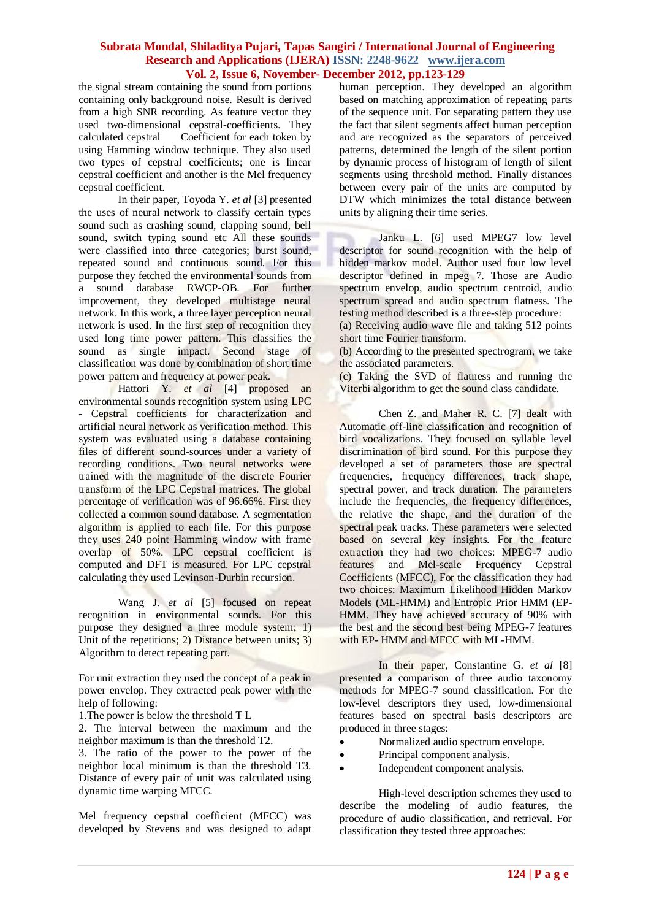the signal stream containing the sound from portions containing only background noise. Result is derived from a high SNR recording. As feature vector they used two-dimensional cepstral-coefficients. They calculated cepstral Coefficient for each token by using Hamming window technique. They also used two types of cepstral coefficients; one is linear cepstral coefficient and another is the Mel frequency cepstral coefficient.

In their paper, Toyoda Y. *et al* [3] presented the uses of neural network to classify certain types sound such as crashing sound, clapping sound, bell sound, switch typing sound etc All these sounds were classified into three categories; burst sound, repeated sound and continuous sound. For this purpose they fetched the environmental sounds from a sound database RWCP-OB. For further improvement, they developed multistage neural network. In this work, a three layer perception neural network is used. In the first step of recognition they used long time power pattern. This classifies the sound as single impact. Second stage of classification was done by combination of short time power pattern and frequency at power peak.

Hattori Y. *et al* [4] proposed an environmental sounds recognition system using LPC - Cepstral coefficients for characterization and artificial neural network as verification method. This system was evaluated using a database containing files of different sound-sources under a variety of recording conditions. Two neural networks were trained with the magnitude of the discrete Fourier transform of the LPC Cepstral matrices. The global percentage of verification was of 96.66%. First they collected a common sound database. A segmentation algorithm is applied to each file. For this purpose they uses 240 point Hamming window with frame overlap of 50%. LPC cepstral coefficient is computed and DFT is measured. For LPC cepstral calculating they used Levinson-Durbin recursion.

Wang J. *et al* [5] focused on repeat recognition in environmental sounds. For this purpose they designed a three module system; 1) Unit of the repetitions; 2) Distance between units; 3) Algorithm to detect repeating part.

For unit extraction they used the concept of a peak in power envelop. They extracted peak power with the help of following:

1.The power is below the threshold T L

2. The interval between the maximum and the neighbor maximum is than the threshold T2.

3. The ratio of the power to the power of the neighbor local minimum is than the threshold T3.

Distance of every pair of unit was calculated using dynamic time warping MFCC.

Mel frequency cepstral coefficient (MFCC) was developed by Stevens and was designed to adapt human perception. They developed an algorithm based on matching approximation of repeating parts of the sequence unit. For separating pattern they use the fact that silent segments affect human perception and are recognized as the separators of perceived patterns, determined the length of the silent portion by dynamic process of histogram of length of silent segments using threshold method. Finally distances between every pair of the units are computed by DTW which minimizes the total distance between units by aligning their time series.

Janku L. [6] used MPEG7 low level descriptor for sound recognition with the help of hidden markov model. Author used four low level descriptor defined in mpeg 7. Those are Audio spectrum envelop, audio spectrum centroid, audio spectrum spread and audio spectrum flatness. The testing method described is a three-step procedure:

(a) Receiving audio wave file and taking 512 points short time Fourier transform.

(b) According to the presented spectrogram, we take the associated parameters.

(c) Taking the SVD of flatness and running the Viterbi algorithm to get the sound class candidate.

Chen Z. and Maher R. C. [7] dealt with Automatic off-line classification and recognition of bird vocalizations. They focused on syllable level discrimination of bird sound. For this purpose they developed a set of parameters those are spectral frequencies, frequency differences, track shape, spectral power, and track duration. The parameters include the frequencies, the frequency differences, the relative the shape, and the duration of the spectral peak tracks. These parameters were selected based on several key insights. For the feature extraction they had two choices: MPEG-7 audio features and Mel-scale Frequency Cepstral Coefficients (MFCC), For the classification they had two choices: Maximum Likelihood Hidden Markov Models (ML-HMM) and Entropic Prior HMM (EP-HMM. They have achieved accuracy of 90% with the best and the second best being MPEG-7 features with EP- HMM and MFCC with ML-HMM.

In their paper, Constantine G. *et al* [8] presented a comparison of three audio taxonomy methods for MPEG-7 sound classification. For the low-level descriptors they used, low-dimensional features based on spectral basis descriptors are produced in three stages:

- Normalized audio spectrum envelope.
- Principal component analysis.
- Independent component analysis.

High-level description schemes they used to describe the modeling of audio features, the procedure of audio classification, and retrieval. For classification they tested three approaches: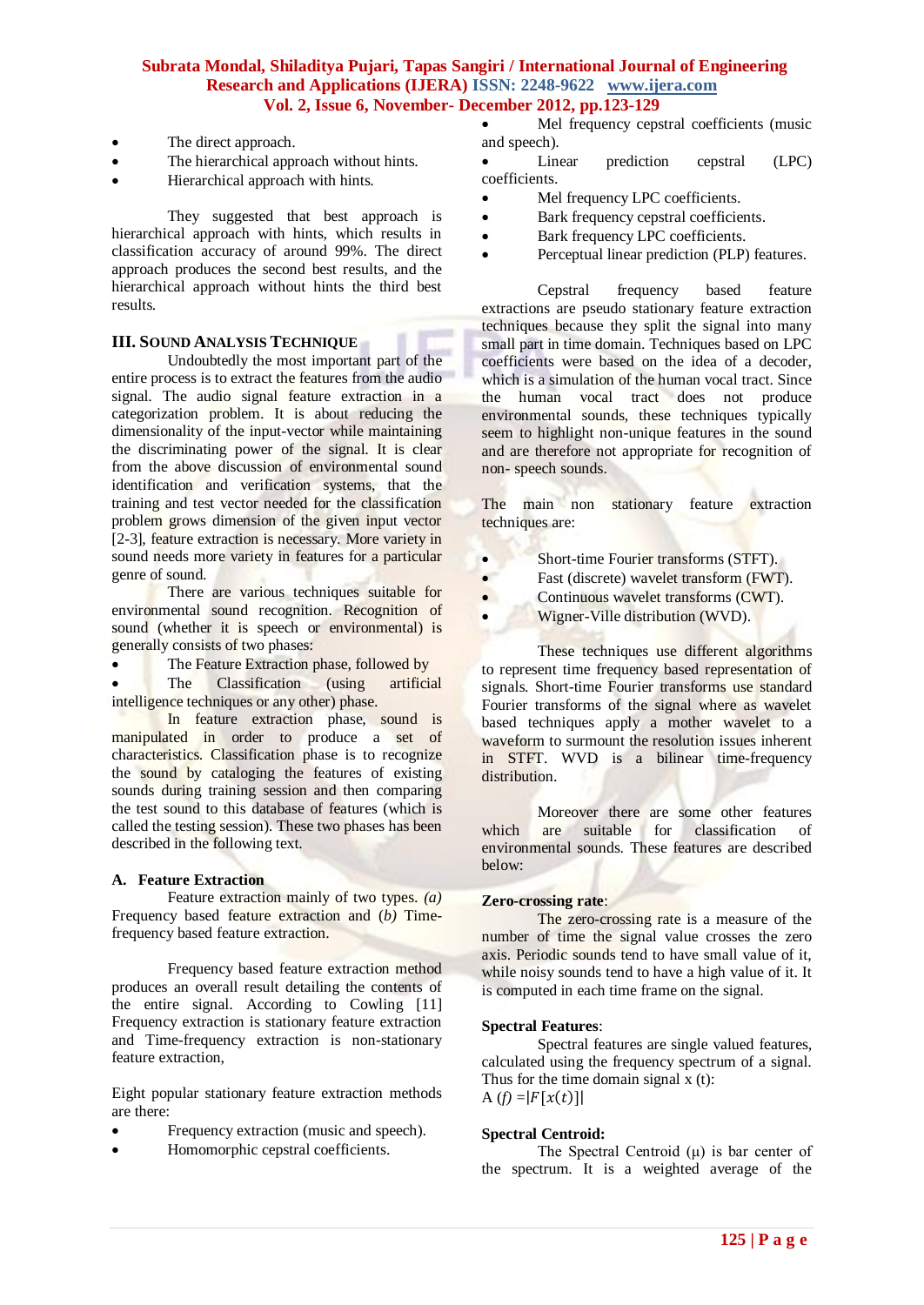- The direct approach.
- The hierarchical approach without hints.
- Hierarchical approach with hints.

They suggested that best approach is hierarchical approach with hints, which results in classification accuracy of around 99%. The direct approach produces the second best results, and the hierarchical approach without hints the third best results.

## III. Sound Analysis Technique

Undoubtedly the most important part of the entire process is to extract the features from the audio signal. The audio signal feature extraction in a categorization problem. It is about reducing the dimensionality of the input-vector while maintaining the discriminating power of the signal. It is clear from the above discussion of environmental sound identification and verification systems, that the training and test vector needed for the classification problem grows dimension of the given input vector [2-3], feature extraction is necessary. More variety in sound needs more variety in features for a particular genre of sound.

There are various techniques suitable for environmental sound recognition. Recognition of sound (whether it is speech or environmental) is generally consists of two phases:

- The Feature Extraction phase, followed by
- The Classification (using artificial intelligence techniques or any other) phase.

In feature extraction phase, sound is manipulated in order to produce a set of characteristics. Classification phase is to recognize the sound by cataloging the features of existing sounds during training session and then comparing the test sound to this database of features (which is called the testing session). These two phases has been described in the following text.

### A. Feature Extraction

Feature extraction mainly of two types. *(a)* Frequency based feature extraction and *(b)* Time-frequency based feature extraction.

Frequency based feature extraction method produces an overall result detailing the contents of the entire signal. According to Cowling [11] Frequency extraction is stationary feature extraction and Time-frequency extraction is non-stationary feature extraction,

Eight popular stationary feature extraction methods are there:

- Frequency extraction (music and speech).
- Homomorphic cepstral coefficients.
- Mel frequency cepstral coefficients (music and speech).
- Linear prediction cepstral (LPC) coefficients.
- Mel frequency LPC coefficients.
- Bark frequency cepstral coefficients.
- Bark frequency LPC coefficients.
- Perceptual linear prediction (PLP) features.

Cepstral frequency based feature extractions are pseudo stationary feature extraction techniques because they split the signal into many small part in time domain. Techniques based on LPC coefficients were based on the idea of a decoder, which is a simulation of the human vocal tract. Since the human vocal tract does not produce environmental sounds, these techniques typically seem to highlight non-unique features in the sound and are therefore not appropriate for recognition of non- speech sounds.

The main non stationary feature extraction techniques are:

- Short-time Fourier transforms (STFT).
- Fast (discrete) wavelet transform (FWT).
- Continuous wavelet transforms (CWT).
- Wigner-Ville distribution (WVD).

These techniques use different algorithms to represent time frequency based representation of signals. Short-time Fourier transforms use standard Fourier transforms of the signal where as wavelet based techniques apply a mother wavelet to a waveform to surmount the resolution issues inherent in STFT. WVD is a bilinear time-frequency distribution.

Moreover there are some other features which are suitable for classification of environmental sounds. These features are described below:

**Zero-crossing rate**:

The zero-crossing rate is a measure of the number of time the signal value crosses the zero axis. Periodic sounds tend to have small value of it, while noisy sounds tend to have a high value of it. It is computed in each time frame on the signal.

**Spectral Features**:

Spectral features are single valued features, calculated using the frequency spectrum of a signal. Thus for the time domain signal x (t):

$A(f) = |F[x(t)]|$

**Spectral Centroid:**

The Spectral Centroid (μ) is bar center of the spectrum. It is a weighted average of the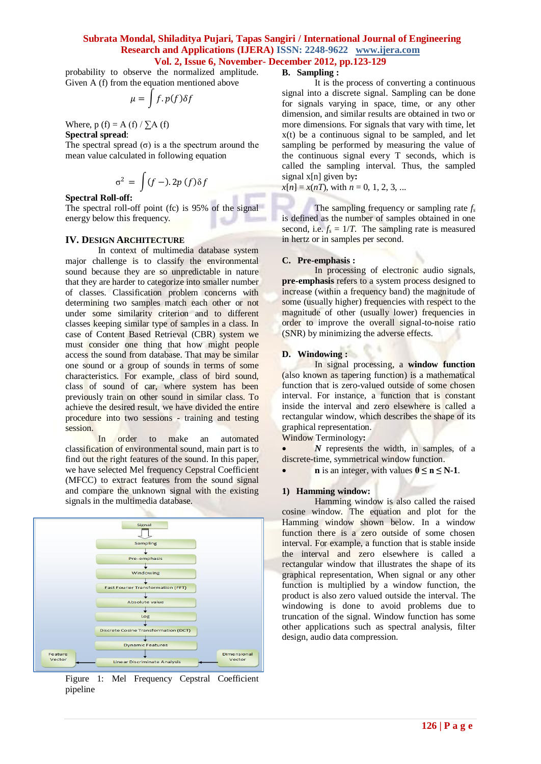probability to observe the normalized amplitude. Given A (f) from the equation mentioned above

$$\mu = \int f.p(f)\delta f$$

Where, p (f) = A (f) / ∑A (f)

**Spectral spread**:

The spectral spread (σ) is a the spectrum around the mean value calculated in following equation

$$\sigma^2 = \int (f -).2p(f)\delta f$$

**Spectral Roll-off:**

The spectral roll-off point (fc) is 95% of the signal energy below this frequency.

## IV. Design Architecture

In context of multimedia database system major challenge is to classify the environmental sound because they are so unpredictable in nature that they are harder to categorize into smaller number of classes. Classification problem concerns with determining two samples match each other or not under some similarity criterion and to different classes keeping similar type of samples in a class. In case of Content Based Retrieval (CBR) system we must consider one thing that how might people access the sound from database. That may be similar one sound or a group of sounds in terms of some characteristics. For example, class of bird sound, class of sound of car, where system has been previously train on other sound in similar class. To achieve the desired result, we have divided the entire procedure into two sessions - training and testing session.

In order to make an automated classification of environmental sound, main part is to find out the right features of the sound. In this paper, we have selected Mel frequency Cepstral Coefficient (MFCC) to extract features from the sound signal and compare the unknown signal with the existing signals in the multimedia database.

Signal → Sampling → Pre-emphasis → Windowing → Fast Fourier Transformation (FFT) → Absolute value → Log → Discrete Cosine Transformation (DCT) → Dynamic Features → Linear Discriminate Analysis (Dimensional Vector → Linear Discriminate Analysis → Feature Vector)

Figure 1: Mel Frequency Cepstral Coefficient pipeline

### B. Sampling :

It is the process of converting a continuous signal into a discrete signal. Sampling can be done for signals varying in space, time, or any other dimension, and similar results are obtained in two or more dimensions. For signals that vary with time, let x(t) be a continuous signal to be sampled, and let sampling be performed by measuring the value of the continuous signal every T seconds, which is called the sampling interval. Thus, the sampled signal x[n] given by**:**

$x[n] = x(nT)$, with $n = 0, 1, 2, 3, ...$

The sampling frequency or sampling rate $f_s$ is defined as the number of samples obtained in one second, i.e. $f_s = 1/T$. The sampling rate is measured in hertz or in samples per second.

### C. Pre-emphasis :

In processing of electronic audio signals, **pre-emphasis** refers to a system process designed to increase (within a frequency band) the magnitude of some (usually higher) frequencies with respect to the magnitude of other (usually lower) frequencies in order to improve the overall signal-to-noise ratio (SNR) by minimizing the adverse effects.

### D. Windowing :

In signal processing, a **window function** (also known as tapering function) is a mathematical function that is zero-valued outside of some chosen interval. For instance, a function that is constant inside the interval and zero elsewhere is called a rectangular window, which describes the shape of its graphical representation.

Window Terminology**:**

- ***N*** represents the width, in samples, of a discrete-time, symmetrical window function.
- **n** is an integer, with values $\mathbf{0 \le n \le N\text{-}1}$.

#### 1) Hamming window:

Hamming window is also called the raised cosine window. The equation and plot for the Hamming window shown below. In a window function there is a zero outside of some chosen interval. For example, a function that is stable inside the interval and zero elsewhere is called a rectangular window that illustrates the shape of its graphical representation, When signal or any other function is multiplied by a window function, the product is also zero valued outside the interval. The windowing is done to avoid problems due to truncation of the signal. Window function has some other applications such as spectral analysis, filter design, audio data compression.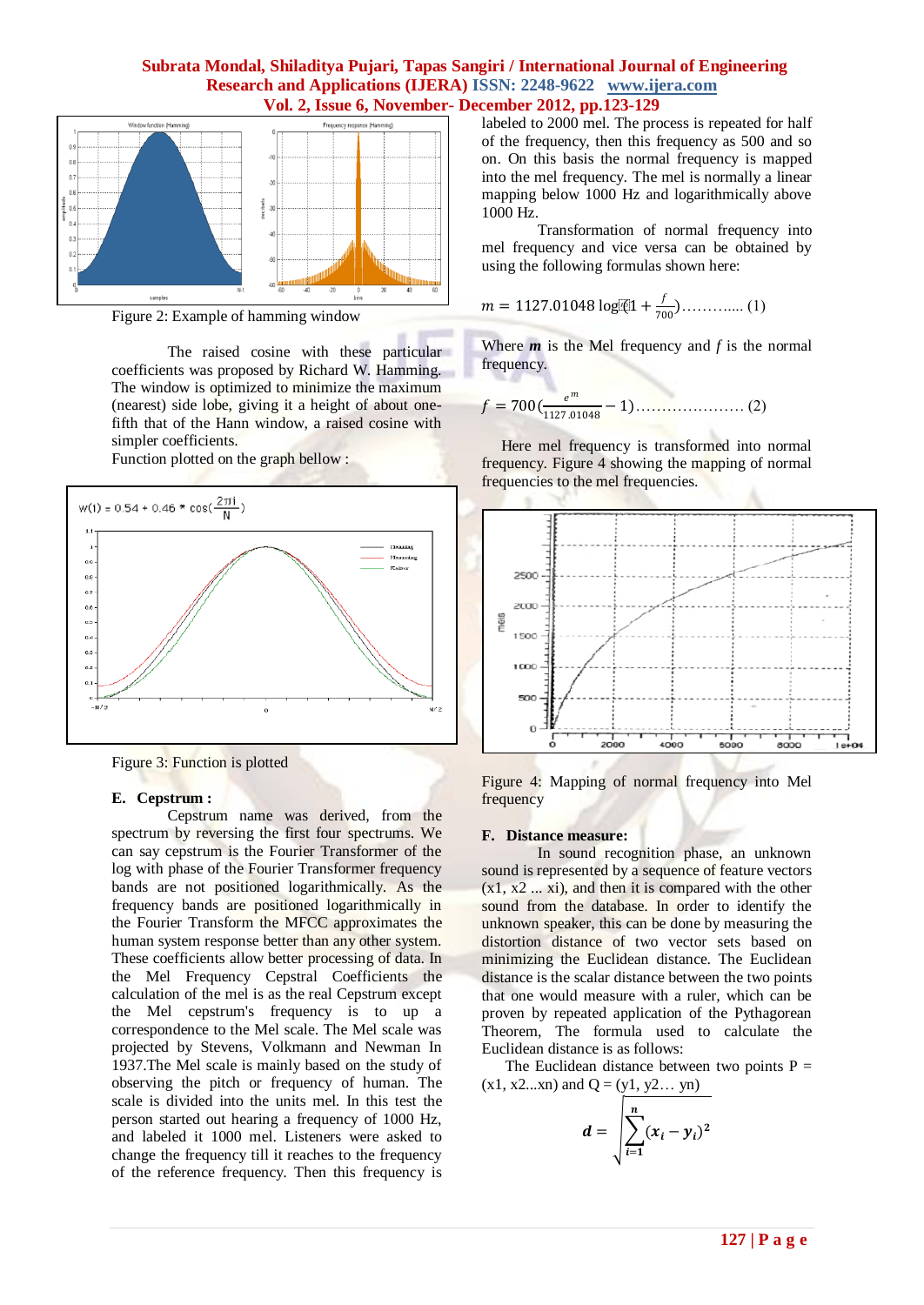Figure 2: Example of hamming window

The raised cosine with these particular coefficients was proposed by Richard W. Hamming. The window is optimized to minimize the maximum (nearest) side lobe, giving it a height of about one-fifth that of the Hann window, a raised cosine with simpler coefficients.

Function plotted on the graph bellow :

$$w(i) = 0.54 + 0.46 * \cos\left(\frac{2\pi i}{N}\right)$$

Figure 3: Function is plotted

### E. Cepstrum :

Cepstrum name was derived, from the spectrum by reversing the first four spectrums. We can say cepstrum is the Fourier Transformer of the log with phase of the Fourier Transformer frequency bands are not positioned logarithmically. As the frequency bands are positioned logarithmically in the Fourier Transform the MFCC approximates the human system response better than any other system. These coefficients allow better processing of data. In the Mel Frequency Cepstral Coefficients the calculation of the mel is as the real Cepstrum except the Mel cepstrum's frequency is to up a correspondence to the Mel scale. The Mel scale was projected by Stevens, Volkmann and Newman In 1937.The Mel scale is mainly based on the study of observing the pitch or frequency of human. The scale is divided into the units mel. In this test the person started out hearing a frequency of 1000 Hz, and labeled it 1000 mel. Listeners were asked to change the frequency till it reaches to the frequency of the reference frequency. Then this frequency is labeled to 2000 mel. The process is repeated for half of the frequency, then this frequency as 500 and so on. On this basis the normal frequency is mapped into the mel frequency. The mel is normally a linear mapping below 1000 Hz and logarithmically above 1000 Hz.

Transformation of normal frequency into mel frequency and vice versa can be obtained by using the following formulas shown here:

$$m = 1127.01048 \log(1 + \frac{f}{700}) \ldots\ldots\ldots\ldots (1)$$

Where $\boldsymbol{m}$ is the Mel frequency and $f$ is the normal frequency.

$$f = 700\left(\frac{e^{m}}{1127.01048} - 1\right) \ldots\ldots\ldots\ldots\ldots\ldots\ldots (2)$$

Here mel frequency is transformed into normal frequency. Figure 4 showing the mapping of normal frequencies to the mel frequencies.

Figure 4: Mapping of normal frequency into Mel frequency

### F. Distance measure:

In sound recognition phase, an unknown sound is represented by a sequence of feature vectors (x1, x2 ... xi), and then it is compared with the other sound from the database. In order to identify the unknown speaker, this can be done by measuring the distortion distance of two vector sets based on minimizing the Euclidean distance. The Euclidean distance is the scalar distance between the two points that one would measure with a ruler, which can be proven by repeated application of the Pythagorean Theorem, The formula used to calculate the Euclidean distance is as follows:

The Euclidean distance between two points P = (x1, x2...xn) and Q = (y1, y2… yn)

$$\boldsymbol{d} = \sqrt{\sum_{i=1}^{n} (\boldsymbol{x}_i - \boldsymbol{y}_i)^2}$$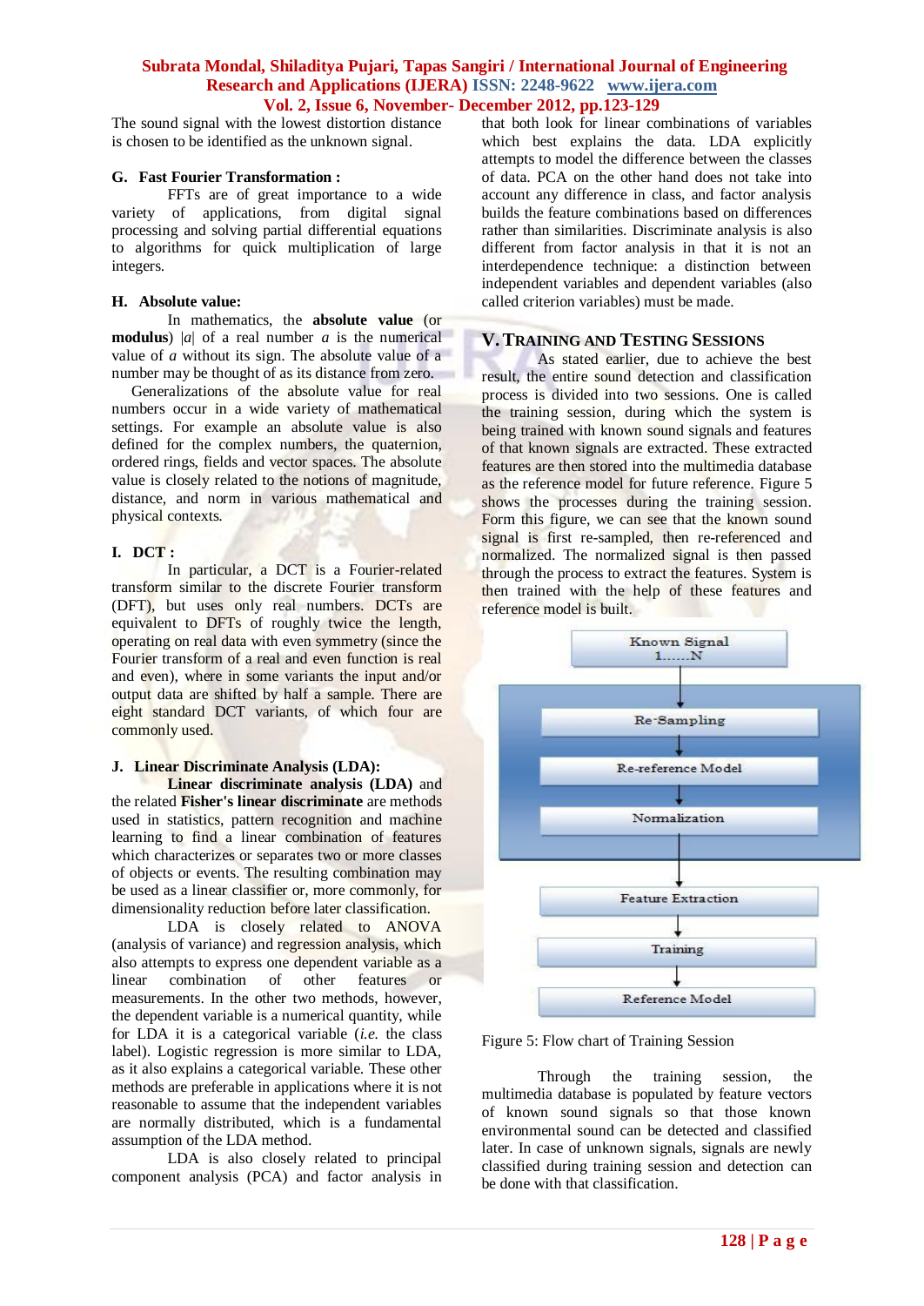The sound signal with the lowest distortion distance is chosen to be identified as the unknown signal.

### G. Fast Fourier Transformation :

FFTs are of great importance to a wide variety of applications, from digital signal processing and solving partial differential equations to algorithms for quick multiplication of large integers.

### H. Absolute value:

In mathematics, the **absolute value** (or **modulus**) $|a|$ of a real number $a$ is the numerical value of $a$ without its sign. The absolute value of a number may be thought of as its distance from zero.

Generalizations of the absolute value for real numbers occur in a wide variety of mathematical settings. For example an absolute value is also defined for the complex numbers, the quaternion, ordered rings, fields and vector spaces. The absolute value is closely related to the notions of magnitude, distance, and norm in various mathematical and physical contexts.

### I. DCT :

In particular, a DCT is a Fourier-related transform similar to the discrete Fourier transform (DFT), but uses only real numbers. DCTs are equivalent to DFTs of roughly twice the length, operating on real data with even symmetry (since the Fourier transform of a real and even function is real and even), where in some variants the input and/or output data are shifted by half a sample. There are eight standard DCT variants, of which four are commonly used.

### J. Linear Discriminate Analysis (LDA):

**Linear discriminant analysis (LDA)** and the related **Fisher's linear discriminant** are methods used in statistics, pattern recognition and machine learning to find a linear combination of features which characterizes or separates two or more classes of objects or events. The resulting combination may be used as a linear classifier or, more commonly, for dimensionality reduction before later classification.

LDA is closely related to ANOVA (analysis of variance) and regression analysis, which also attempts to express one dependent variable as a linear combination of other features or measurements. In the other two methods, however, the dependent variable is a numerical quantity, while for LDA it is a categorical variable (*i.e.* the class label). Logistic regression is more similar to LDA, as it also explains a categorical variable. These other methods are preferable in applications where it is not reasonable to assume that the independent variables are normally distributed, which is a fundamental assumption of the LDA method.

LDA is also closely related to principal component analysis (PCA) and factor analysis in that both look for linear combinations of variables which best explains the data. LDA explicitly attempts to model the difference between the classes of data. PCA on the other hand does not take into account any difference in class, and factor analysis builds the feature combinations based on differences rather than similarities. Discriminate analysis is also different from factor analysis in that it is not an interdependence technique: a distinction between independent variables and dependent variables (also called criterion variables) must be made.

## V. Training and Testing Sessions

As stated earlier, due to achieve the best result, the entire sound detection and classification process is divided into two sessions. One is called the training session, during which the system is being trained with known sound signals and features of that known signals are extracted. These extracted features are then stored into the multimedia database as the reference model for future reference. Figure 5 shows the processes during the training session. Form this figure, we can see that the known sound signal is first re-sampled, then re-referenced and normalized. The normalized signal is then passed through the process to extract the features. System is then trained with the help of these features and reference model is built.

Known Signal 1……N → Re-Sampling → Re-reference Model → Normalization → Feature Extraction → Training → Reference Model

Figure 5: Flow chart of Training Session

Through the training session, the multimedia database is populated by feature vectors of known sound signals so that those known environmental sound can be detected and classified later. In case of unknown signals, signals are newly classified during training session and detection can be done with that classification.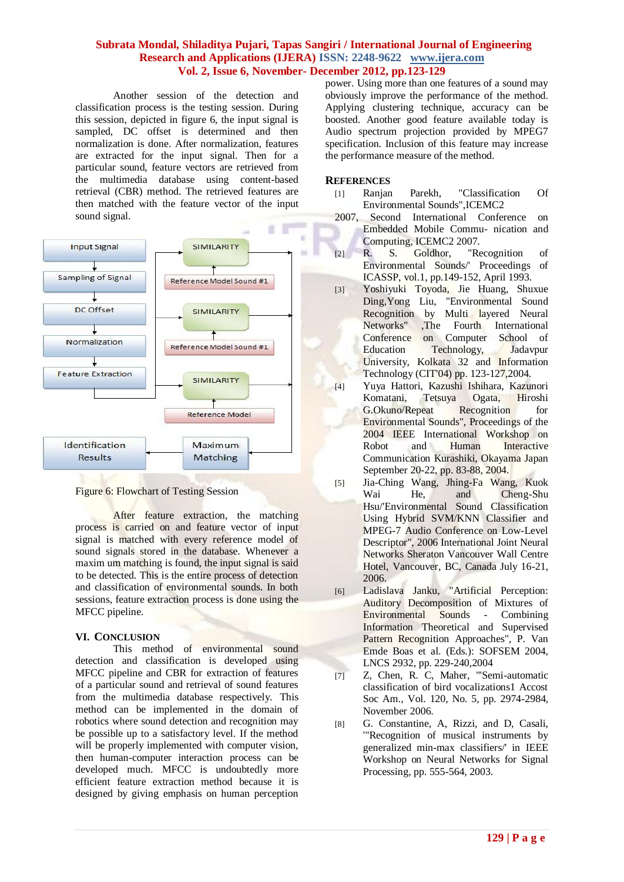Another session of the detection and classification process is the testing session. During this session, depicted in figure 6, the input signal is sampled, DC offset is determined and then normalization is done. After normalization, features are extracted for the input signal. Then for a particular sound, feature vectors are retrieved from the multimedia database using content-based retrieval (CBR) method. The retrieved features are then matched with the feature vector of the input sound signal.

Input Signal
Sampling of Signal
DC Offset
Normalization
Feature Extraction
SIMILARITY
Reference Model Sound #1
SIMILARITY
Reference Model Sound #1
SIMILARITY
Reference Model
Identification Results
Maximum Matching

Figure 6: Flowchart of Testing Session

After feature extraction, the matching process is carried on and feature vector of input signal is matched with every reference model of sound signals stored in the database. Whenever a maxim um matching is found, the input signal is said to be detected. This is the entire process of detection and classification of environmental sounds. In both sessions, feature extraction process is done using the MFCC pipeline.

## VI. Conclusion

This method of environmental sound detection and classification is developed using MFCC pipeline and CBR for extraction of features of a particular sound and retrieval of sound features from the multimedia database respectively. This method can be implemented in the domain of robotics where sound detection and recognition may be possible up to a satisfactory level. If the method will be properly implemented with computer vision, then human-computer interaction process can be developed much. MFCC is undoubtedly more efficient feature extraction method because it is designed by giving emphasis on human perception power. Using more than one features of a sound may obviously improve the performance of the method. Applying clustering technique, accuracy can be boosted. Another good feature available today is Audio spectrum projection provided by MPEG7 specification. Inclusion of this feature may increase the performance measure of the method.

## References

[1] Ranjan Parekh, "Classification Of Environmental Sounds",ICEMC2 2007, Second International Conference on Embedded Mobile Commu- nication and Computing, ICEMC2 2007.

[2] R. S. Goldhor, "Recognition of Environmental Sounds/' Proceedings of ICASSP, vol.1, pp.149-152, April 1993.

[3] Yoshiyuki Toyoda, Jie Huang, Shuxue Ding,Yong Liu, "Environmental Sound Recognition by Multi layered Neural Networks" ,The Fourth International Conference on Computer School of Education Technology, Jadavpur University, Kolkata 32 and Information Technology (CIT'04) pp. 123-127,2004.

[4] Yuya Hattori, Kazushi Ishihara, Kazunori Komatani, Tetsuya Ogata, Hiroshi G.Okuno/Repeat Recognition for Environmental Sounds", Proceedings of the 2004 IEEE International Workshop on Robot and Human Interactive Communication Kurashiki, Okayama Japan September 20-22, pp. 83-88, 2004.

[5] Jia-Ching Wang, Jhing-Fa Wang, Kuok Wai He, and Cheng-Shu Hsu/'Environmental Sound Classification Using Hybrid SVM/KNN Classifier and MPEG-7 Audio Conference on Low-Level Descriptor", 2006 International Joint Neural Networks Sheraton Vancouver Wall Centre Hotel, Vancouver, BC, Canada July 16-21, 2006.

[6] Ladislava Janku, "Artificial Perception: Auditory Decomposition of Mixtures of Environmental Sounds - Combining Information Theoretical and Supervised Pattern Recognition Approaches", P. Van Emde Boas et al. (Eds.): SOFSEM 2004, LNCS 2932, pp. 229-240,2004

[7] Z, Chen, R. C, Maher, "'Semi-automatic classification of bird vocalizations1 Accost Soc Am., Vol. 120, No. 5, pp. 2974-2984, November 2006.

[8] G. Constantine, A, Rizzi, and D, Casali, "'Recognition of musical instruments by generalized min-max classifiers/' in IEEE Workshop on Neural Networks for Signal Processing, pp. 555-564, 2003.